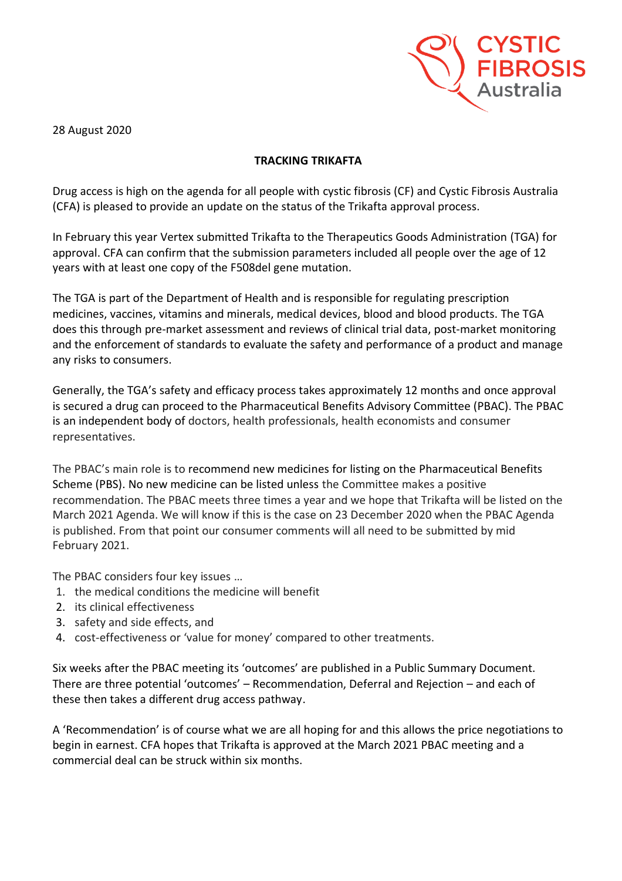28 August 2020

**TRACKING TRIKAFTA**

Drug access is high on the agenda for all people with cystic fibrosis (CF) and Cystic Fibrosis Australia (CFA) is pleased to provide an update on the status of the Trikafta approval process.

In February this year Vertex submitted Trikafta to the Therapeutics Goods Administration (TGA) for approval. CFA can confirm that the submission parameters included all people over the age of 12 years with at least one copy of the F508del gene mutation.

The TGA is part of the Department of Health and is responsible for regulating prescription medicines, vaccines, vitamins and minerals, medical devices, blood and blood products. The TGA does this through pre-market assessment and reviews of clinical trial data, post-market monitoring and the enforcement of standards to evaluate the safety and performance of a product and manage any risks to consumers.

Generally, the TGA's safety and efficacy process takes approximately 12 months and once approval is secured a drug can proceed to the Pharmaceutical Benefits Advisory Committee (PBAC). The PBAC is an independent body of doctors, health professionals, health economists and consumer representatives.

The PBAC's main role is to recommend new medicines for listing on the Pharmaceutical Benefits Scheme (PBS). No new medicine can be listed unless the Committee makes a positive recommendation. The PBAC meets three times a year and we hope that Trikafta will be listed on the March 2021 Agenda. We will know if this is the case on 23 December 2020 when the PBAC Agenda is published. From that point our consumer comments will all need to be submitted by mid February 2021.

The PBAC considers four key issues …

1. the medical conditions the medicine will benefit
2. its clinical effectiveness
3. safety and side effects, and
4. cost-effectiveness or 'value for money' compared to other treatments.

Six weeks after the PBAC meeting its 'outcomes' are published in a Public Summary Document. There are three potential 'outcomes' – Recommendation, Deferral and Rejection – and each of these then takes a different drug access pathway.

A 'Recommendation' is of course what we are all hoping for and this allows the price negotiations to begin in earnest. CFA hopes that Trikafta is approved at the March 2021 PBAC meeting and a commercial deal can be struck within six months.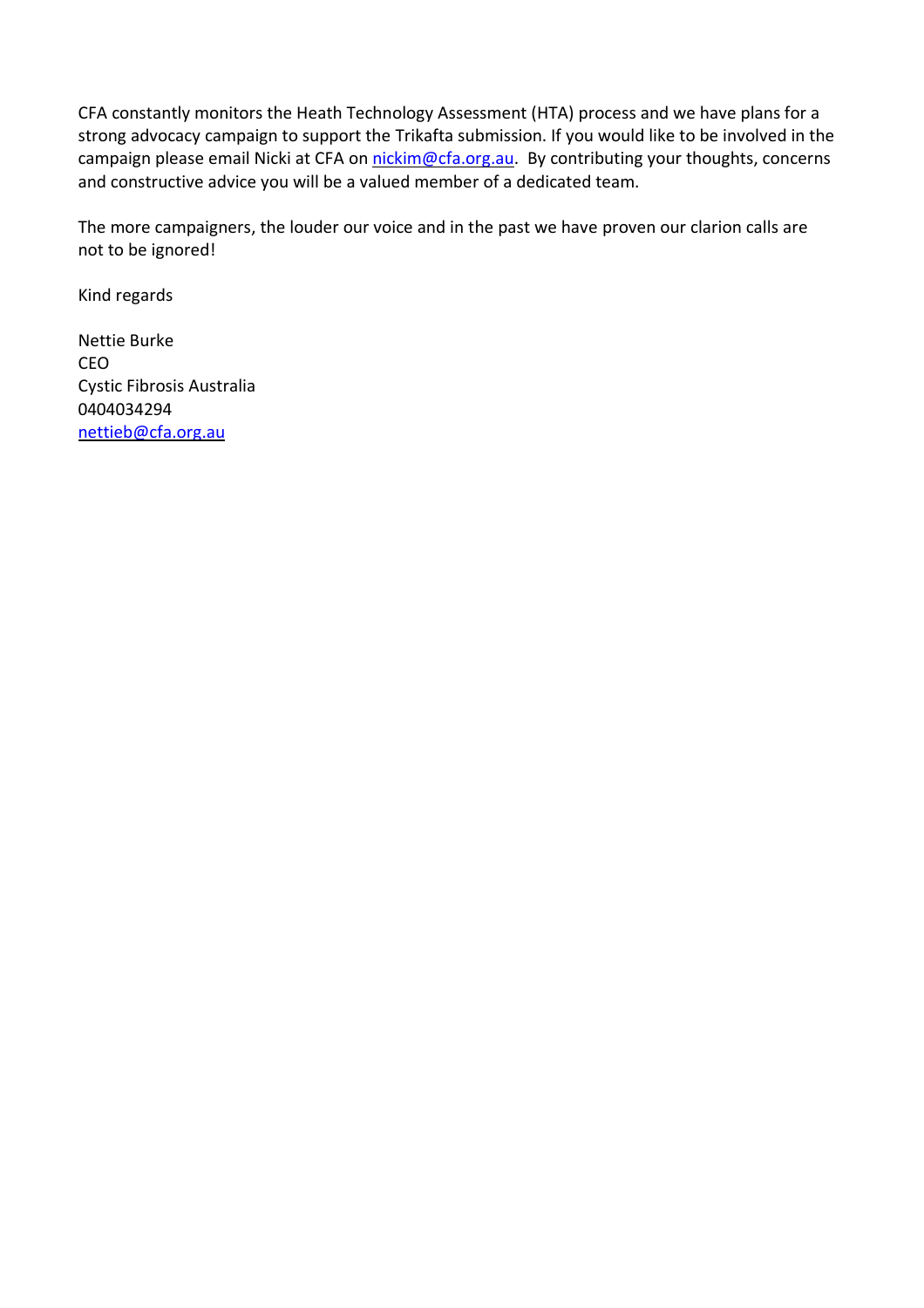CFA constantly monitors the Heath Technology Assessment (HTA) process and we have plans for a strong advocacy campaign to support the Trikafta submission. If you would like to be involved in the campaign please email Nicki at CFA on [nickim@cfa.org.au](mailto:nickim@cfa.org.au). By contributing your thoughts, concerns and constructive advice you will be a valued member of a dedicated team.

The more campaigners, the louder our voice and in the past we have proven our clarion calls are not to be ignored!

Kind regards

Nettie Burke  
CEO  
Cystic Fibrosis Australia  
0404034294  
[nettieb@cfa.org.au](mailto:nettieb@cfa.org.au)